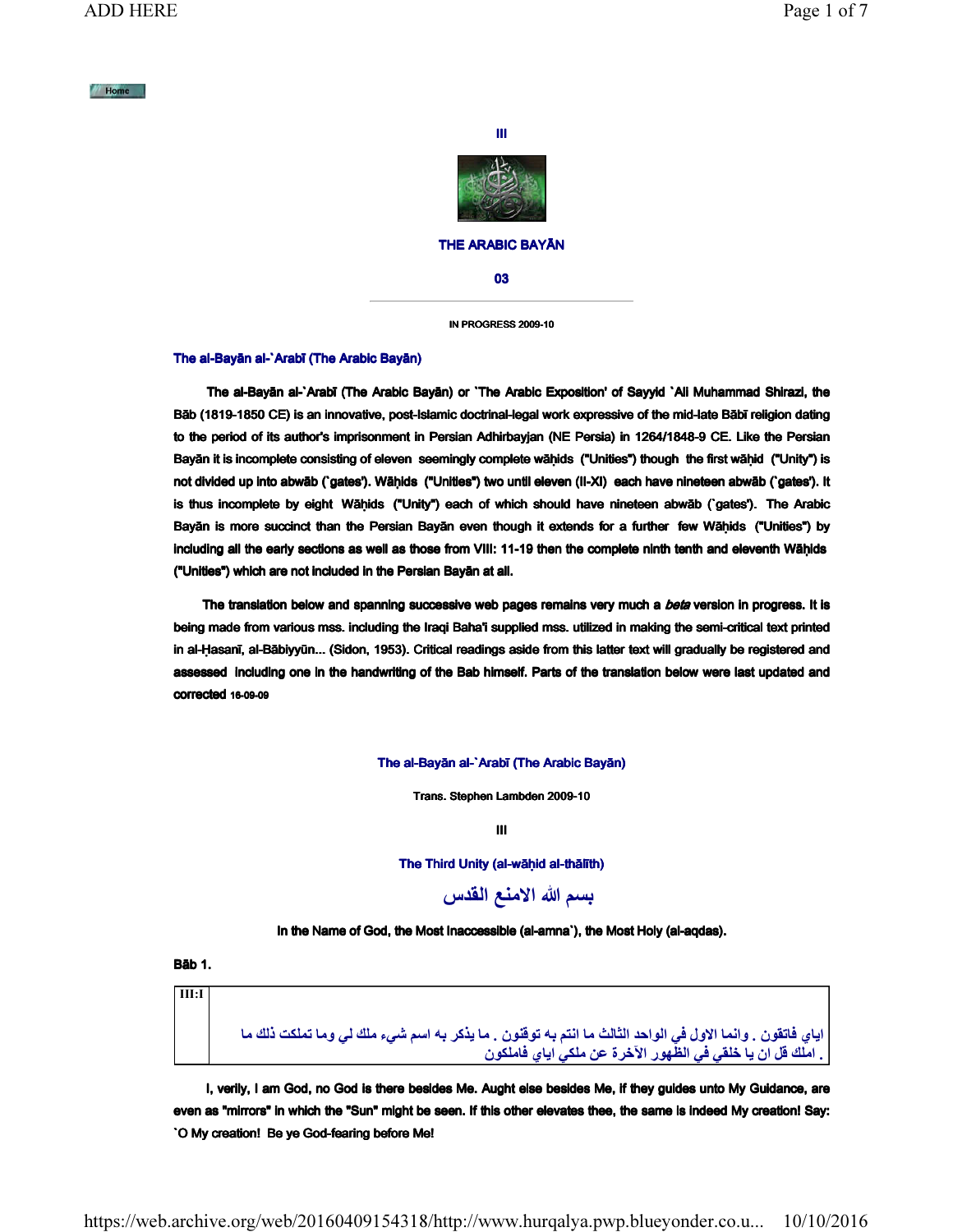Home

III

THE ARABIC BAYĀN

03

IN PROGRESS 2009-10

## The al-Bayān al-`Arabī (The Arabic Bayān)

**The al-Bayān al-`Arabī (The Arabic Bayān) or `The Arabic Exposition' of Sayyid `Ali Muhammad Shirazi, the Bāb (1819-1850 CE) is an innovative, post-Islamic doctrinal-legal work expressive of the mid-late Bābī religion dating to the period of its author's imprisonment in Persian Adhirbayjan (NE Persia) in 1264/1848-9 CE. Like the Persian Bayān it is incomplete consisting of eleven seemingly complete wāḥids ("Unities") though the first wāḥid ("Unity") is not divided up into abwāb (`gates'). Wāḥids ("Unities") two until eleven (II-XI) each have nineteen abwāb (`gates'). It is thus incomplete by eight Wāḥids ("Unity") each of which should have nineteen abwāb (`gates'). The Arabic Bayān is more succinct than the Persian Bayān even though it extends for a further few Wāḥids ("Unities") by including all the early sections as well as those from VIII: 11-19 then the complete ninth tenth and eleventh Wāḥids ("Unities") which are not included in the Persian Bayān at all.**

**The translation below and spanning successive web pages remains very much a *beta* version in progress. It is being made from various mss. including the Iraqi Baha'i supplied mss. utilized in making the semi-critical text printed in al-Ḥasanī, al-Bābiyyūn... (Sidon, 1953). Critical readings aside from this latter text will gradually be registered and assessed including one in the handwriting of the Bab himself. Parts of the translation below were last updated and corrected 16-09-09**

### The al-Bayān al-`Arabī (The Arabic Bayān)

Trans. Stephen Lambden 2009-10

III

### The Third Unity (al-wāḥid al-thālith)

بسم الله الامنع القدس

In the Name of God, the Most Inaccessible (al-amna`), the Most Holy (al-aqdas).

**Bāb 1.**

| III:I | اياي فاتقون . وانما الاول في الواحد الثالث ما انتم به توقنون . ما يذكر به اسم شيء ملك لي وما تملكت ذلك ما املك قل ان يا خلقي في الظهور الآخرة عن ملكي اياي فاملكون . |
|---|---|

**I, verily, I am God, no God is there besides Me. Aught else besides Me, if they guides unto My Guidance, are even as "mirrors" in which the "Sun" might be seen. If this other elevates thee, the same is indeed My creation! Say: `O My creation! Be ye God-fearing before Me!**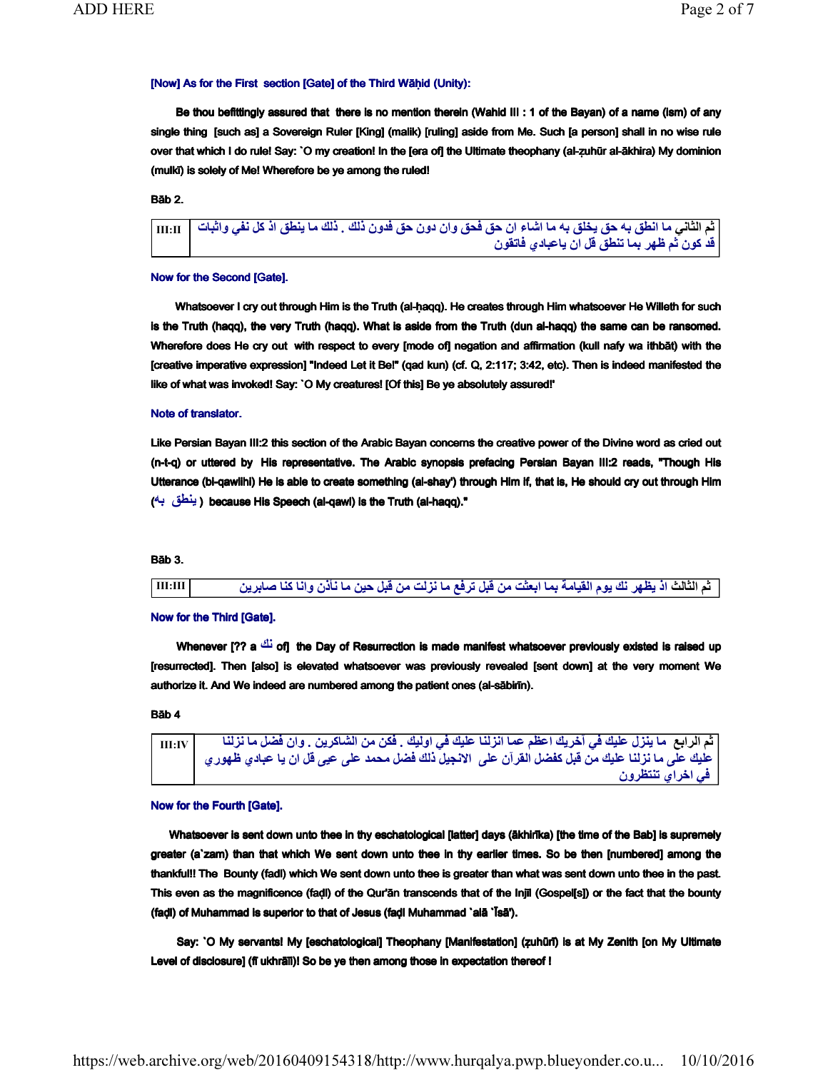[Now] As for the First section [Gate] of the Third Wāḥid (Unity):

**Be thou befittingly assured that there is no mention therein (Wahid III : 1 of the Bayan) of a name (ism) of any single thing [such as] a Sovereign Ruler [King] (malik) [ruling] aside from Me. Such [a person] shall in no wise rule over that which I do rule! Say: `O my creation! In the [era of] the Ultimate theophany (al-ẓuhūr al-ākhira) My dominion (mulkī) is solely of Me! Wherefore be ye among the ruled!**

**Bāb 2.**

| III:II | ثم الثاني ما انطق به حق يخلق به ما اشاء ان حق فحق وان دون حق فدون ذلك . ذلك ما ينطق اذ كل نفي واثبات قد كون ثم ظهر بما تنطق قل ان ياعبادي فاتقون |
|---|---|

Now for the Second [Gate].

**Whatsoever I cry out through Him is the Truth (al-ḥaqq). He creates through Him whatsoever He Willeth for such is the Truth (haqq), the very Truth (haqq). What is aside from the Truth (dun al-haqq) the same can be ransomed. Wherefore does He cry out with respect to every [mode of] negation and affirmation (kull nafy wa ithbāt) with the [creative imperative expression] "Indeed Let it Be!" (qad kun) (cf. Q, 2:117; 3:42, etc). Then is indeed manifested the like of what was invoked! Say: `O My creatures! [Of this] Be ye absolutely assured!'**

Note of translator.

**Like Persian Bayan III:2 this section of the Arabic Bayan concerns the creative power of the Divine word as cried out (n-t-q) or uttered by His representative. The Arabic synopsis prefacing Persian Bayan III:2 reads, "Though His Utterance (bi-qawlihi) He is able to create something (al-shay') through Him if, that is, He should cry out through Him (ينطق به) because His Speech (al-qawl) is the Truth (al-haqq)."**

**Bāb 3.**

| III:III | ثم الثالث اذ يظهر نك يوم القيامة بما ابعثت من قبل ترفع ما نزلت من قبل حين ما نأذن وانا كنا صابرين |
|---|---|

Now for the Third [Gate].

**Whenever [?? a نك of] the Day of Resurrection is made manifest whatsoever previously existed is raised up [resurrected]. Then [also] is elevated whatsoever was previously revealed [sent down] at the very moment We authorize it. And We indeed are numbered among the patient ones (al-sābirīn).**

**Bāb 4**

| III:IV | ثم الرابع ما ينزل عليك في آخريك اعظم عما انزلنا عليك في اوليك . فكن من الشاكرين . وان فضل ما نزلنا عليك على ما نزلنا عليك من قبل كفضل القرآن على الانجيل ذلك فضل محمد على عيى قل ان يا عبادي ظهوري في اخراي تنتظرون |
|---|---|

Now for the Fourth [Gate].

**Whatsoever is sent down unto thee in thy eschatological [latter] days (ākhirīka) [the time of the Bab] is supremely greater (a`zam) than that which We sent down unto thee in thy earlier times. So be then [numbered] among the thankful!! The Bounty (fadl) which We sent down unto thee is greater than what was sent down unto thee in the past. This even as the magnificence (faḍl) of the Qur'ān transcends that of the Injīl (Gospel[s]) or the fact that the bounty (faḍl) of Muhammad is superior to that of Jesus (faḍl Muhammad `alā `Īsā').**

**Say: `O My servants! My [eschatological] Theophany [Manifestation] (ẓuhūrī) is at My Zenith [on My Ultimate Level of disclosure] (fī ukhrāī)! So be ye then among those in expectation thereof !**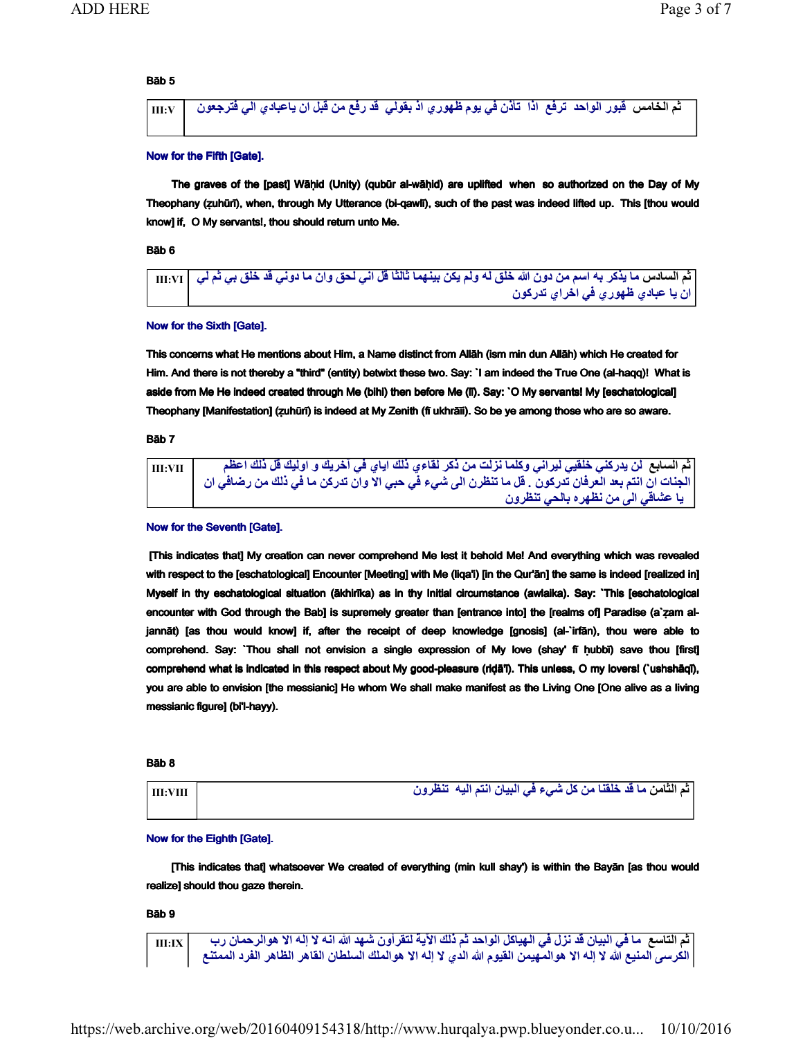**Bāb 5**

| III:V | ثم الخامس قبور الواحد ترفع اذا تأذن في يوم ظهوري اذ بقولي قد رفع من قبل ان ياعبادي الي فترجعون |
|---|---|

**Now for the Fifth [Gate].**

**The graves of the [past] Wāḥid (Unity) (qubūr al-wāḥid) are uplifted when so authorized on the Day of My Theophany (ẓuhūrī), when, through My Utterance (bi-qawlī), such of the past was indeed lifted up. This [thou would know] if, O My servants!, thou should return unto Me.**

**Bāb 6**

| III:VI | ثم السادس ما يذكر به اسم من دون الله خلق له ولم يكن بينهما ثالثا قل اني لحق وان ما دوني قد خلق بي ثم لي ان يا عبادي ظهوري في اخراي تدركون |
|---|---|

**Now for the Sixth [Gate].**

**This concerns what He mentions about Him, a Name distinct from Allāh (ism min dun Allāh) which He created for Him. And there is not thereby a "third" (entity) betwixt these two. Say: `I am indeed the True One (al-haqq)! What is aside from Me He indeed created through Me (bihi) then before Me (lī). Say: `O My servants! My [eschatological] Theophany [Manifestation] (ẓuhūrī) is indeed at My Zenith (fī ukhrāīi). So be ye among those who are so aware.**

**Bāb 7**

| III:VII | ثم السابع لن يدركني خلقيي ليراني وكلما نزلت من ذكر لقاءي ذلك اياي في آخريك و اوليك قل ذلك اعظم الجنات ان انتم بعد العرفان تدركون . قل ما تنظرن الى شيء في حبي الا وان تدركن ما في ذلك من رضافي ان يا عشاقي الى من نظهره بالحي تنظرون |
|---|---|

**Now for the Seventh [Gate].**

**[This indicates that] My creation can never comprehend Me lest it behold Me! And everything which was revealed with respect to the [eschatological] Encounter [Meeting] with Me (liqa'i) [in the Qur'ān] the same is indeed [realized in] Myself in thy eschatological situation (ākhirīka) as in thy initial circumstance (awlaika). Say: `This [eschatological encounter with God through the Bab] is supremely greater than [entrance into] the [realms of] Paradise (a`ẓam al-jannāt) [as thou would know] if, after the receipt of deep knowledge [gnosis] (al-`irfān), thou were able to comprehend. Say: `Thou shall not envision a single expression of My love (shay' fī ḥubbī) save thou [first] comprehend what is indicated in this respect about My good-pleasure (riḍā'ī). This unless, O my lovers! (`ushshāqī), you are able to envision [the messianic] He whom We shall make manifest as the Living One [One alive as a living messianic figure] (bi'l-hayy).**

**Bāb 8**

| III:VIII | ثم الثامن ما قد خلقنا من كل شيء في البيان انتم اليه تنظرون |
|---|---|

**Now for the Eighth [Gate].**

**[This indicates that] whatsoever We created of everything (min kull shay') is within the Bayān [as thou would realize] should thou gaze therein.**

**Bāb 9**

| III:IX | ثم التاسع ما في البيان قد نزل في الهياكل الواحد ثم ذلك الآية لتقرأون شهد الله انه لا إله الا هوالرحمان رب الكرسى المنيع الله لا إله الا هوالمهيمن القيوم الله الذي لا إله الا هوالملك السلطان القاهر الظاهر الفرد الممتنع |
|---|---|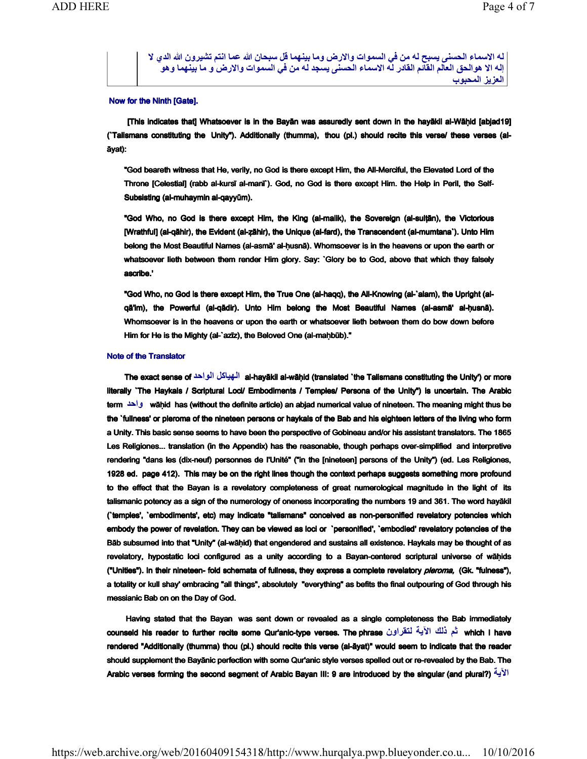له الاسماء الحسنى يسبح له من في السموات والارض وما بينهما قل سبحان الله عما انتم تشيرون الله الدي لا إله الا هوالحق العالم القائم القادر له الاسماء الحسنى يسجد له من في السموات والارض و ما بينهما وهو العزيز المحبوب

**Now for the Ninth [Gate].**

[This indicates that] Whatsoever is in the Bayān was assuredly sent down in the hayākil al-Wāḥid [abjad19] (`Talismans constituting the Unity"). Additionally (thumma), thou (pl.) should recite this verse/ these verses (al-āyat):

"God beareth witness that He, verily, no God is there except Him, the All-Merciful, the Elevated Lord of the Throne [Celestial] (rabb al-kursī al-manī`). God, no God is there except Him. the Help in Peril, the Self-Subsisting (al-muhaymin al-qayyūm).

"God Who, no God is there except Him, the King (al-malik), the Sovereign (al-sulṭān), the Victorious [Wrathful] (al-qāhir), the Evident (al-ẓāhir), the Unique (al-fard), the Transcendent (al-mumtana`). Unto Him belong the Most Beautiful Names (al-asmā' al-ḥusnā). Whomsoever is in the heavens or upon the earth or whatsoever lieth between them render Him glory. Say: `Glory be to God, above that which they falsely ascribe.'

"God Who, no God is there except Him, the True One (al-haqq), the All-Knowing (al-`alam), the Upright (al-qā'im), the Powerful (al-qādir). Unto Him belong the Most Beautiful Names (al-asmā' al-ḥusnā). Whomsoever is in the heavens or upon the earth or whatsoever lieth between them do bow down before Him for He is the Mighty (al-`azīz), the Beloved One (al-maḥbūb)."

**Note of the Translator**

The exact sense of الهياكل الواحد al-hayākil al-wāḥid (translated `the Talismans constituting the Unity') or more literally `The Haykals / Scriptural Loci/ Embodiments / Temples/ Persona of the Unity") is uncertain. The Arabic term واحد wāḥid has (without the definite article) an abjad numerical value of nineteen. The meaning might thus be the `fullness' or pleroma of the nineteen persons or haykals of the Bab and his eighteen letters of the living who form a Unity. This basic sense seems to have been the perspective of Gobineau and/or his assistant translators. The 1865 Les Religiones... translation (in the Appendix) has the reasonable, though perhaps over-simplified and interpretive rendering "dans les (dix-neuf) personnes de l'Unité" ("in the [nineteen] persons of the Unity") (ed. Les Religiones, 1928 ed. page 412). This may be on the right lines though the context perhaps suggests something more profound to the effect that the Bayan is a revelatory completeness of great numerological magnitude in the light of its talismanic potency as a sign of the numerology of oneness incorporating the numbers 19 and 361. The word hayākil (`temples', `embodiments', etc) may indicate "talismans" conceived as non-personified revelatory potencies which embody the power of revelation. They can be viewed as loci or `personified', `embodied' revelatory potencies of the Bāb subsumed into that "Unity" (al-wāḥid) that engendered and sustains all existence. Haykals may be thought of as revelatory, hypostatic loci configured as a unity according to a Bayan-centered scriptural universe of wāḥids ("Unities"). In their nineteen- fold schemata of fullness, they express a complete revelatory *pleroma,* (Gk. "fulness"), a totality or kull shay' embracing "all things", absolutely "everything" as befits the final outpouring of God through his messianic Bab on on the Day of God.

Having stated that the Bayan was sent down or revealed as a single completeness the Bab immediately counseld his reader to further recite some Qur'anic-type verses. The phrase ثم ذلك الآية لتقراون which I have rendered "Additionally (thumma) thou (pl.) should recite this verse (al-āyat)" would seem to indicate that the reader should supplement the Bayānic perfection with some Qur'anic style verses spelled out or re-revealed by the Bab. The Arabic verses forming the second segment of Arabic Bayan III: 9 are introduced by the singular (and plural?) الآية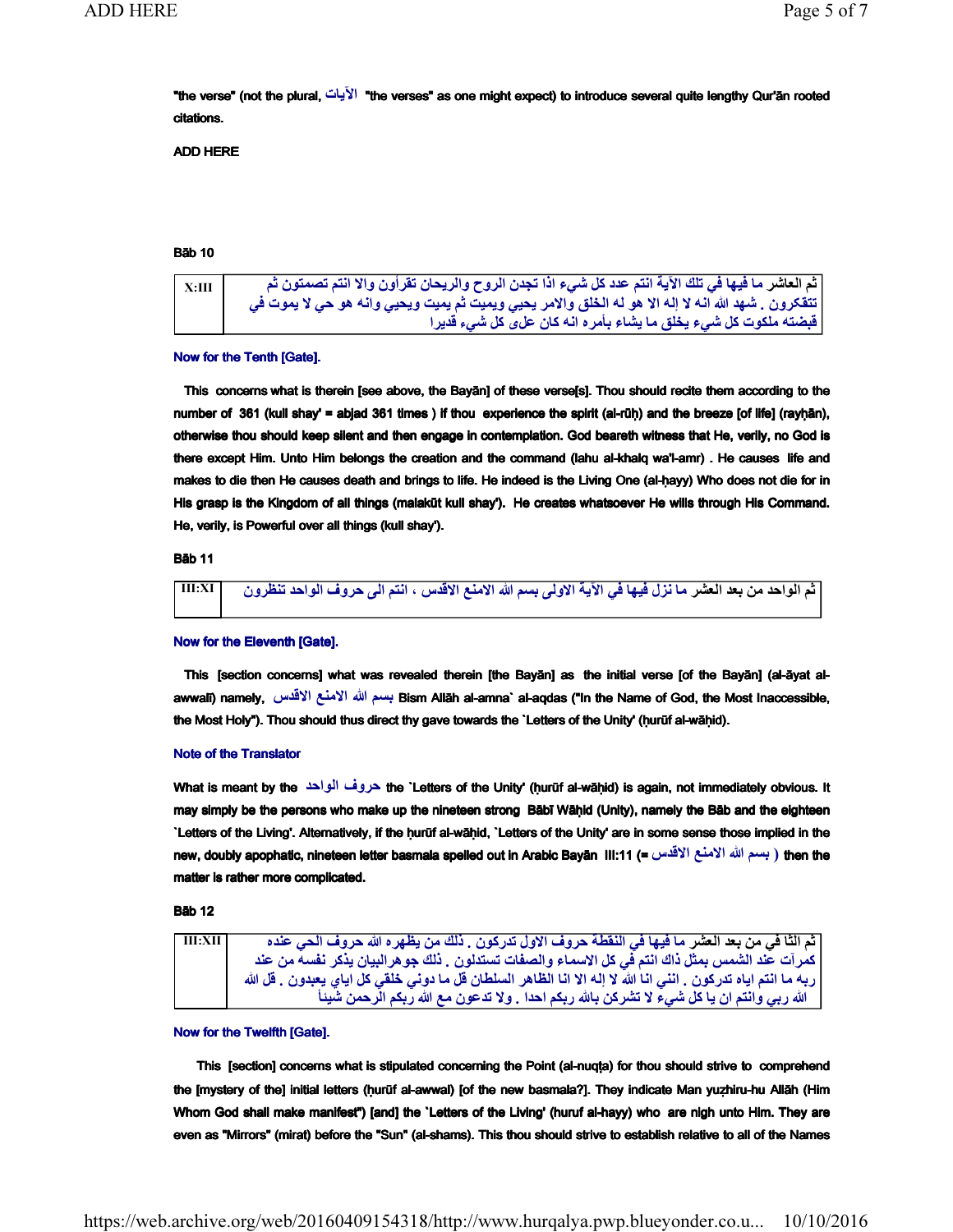"the verse" (not the plural, الآيات "the verses" as one might expect) to introduce several quite lengthy Qur'ān rooted citations.

ADD HERE

**Bāb 10**

| X:III | ثم العاشر ما فيها في تلك الآية انتم عدد كل شيء اذا تجدن الروح والريحان تقرأون والا انتم تصمتون ثم تتفكرون . شهد الله انه لا إله الا هو له الخلق والامر يحيي ويميت ثم يميت ويحيي وانه هو حي لا يموت في قبضته ملكوت كل شيء يخلق ما يشاء بأمره انه كان على كل شيء قديرا |
|---|---|

**Now for the Tenth [Gate].**

This concerns what is therein [see above, the Bayān] of these verse[s]. Thou should recite them according to the number of 361 (kull shay' = abjad 361 times ) if thou experience the spirit (al-rūḥ) and the breeze [of life] (rayḥān), otherwise thou should keep silent and then engage in contemplation. God beareth witness that He, verily, no God is there except Him. Unto Him belongs the creation and the command (lahu al-khalq wa'l-amr) . He causes life and makes to die then He causes death and brings to life. He indeed is the Living One (al-ḥayy) Who does not die for in His grasp is the Kingdom of all things (malakūt kull shay'). He creates whatsoever He wills through His Command. He, verily, is Powerful over all things (kull shay').

**Bāb 11**

| III:XI | ثم الواحد من بعد العشر ما نزل فيها في الآية الاولى بسم الله الامنع الاقدس ، انتم الى حروف الواحد تنظرون |
|---|---|

**Now for the Eleventh [Gate].**

This [section concerns] what was revealed therein [the Bayān] as the initial verse [of the Bayān] (al-āyat al-awwalī) namely, بسم الله الامنع الاقدس Bism Allāh al-amna` al-aqdas ("In the Name of God, the Most Inaccessible, the Most Holy"). Thou should thus direct thy gave towards the `Letters of the Unity' (ḥurūf al-wāḥid).

**Note of the Translator**

What is meant by the حروف الواحد the `Letters of the Unity' (ḥurūf al-wāḥid) is again, not immediately obvious. It may simply be the persons who make up the nineteen strong Bābī Wāḥid (Unity), namely the Bāb and the eighteen `Letters of the Living'. Alternatively, if the ḥurūf al-wāḥid, `Letters of the Unity' are in some sense those implied in the new, doubly apophatic, nineteen letter basmala spelled out in Arabic Bayān III:11 (= بسم الله الامنع الاقدس ) then the matter is rather more complicated.

**Bāb 12**

| III:XII | ثم الثا في من بعد العشر ما فيها في النقطة حروف الاول تدركون . ذلك من يظهره الله حروف الحي عنده كمرآت عند الشمس بمثل ذاك انتم في كل الاسماء والصفات تستدلون . ذلك جوهرالبيان يذكر نفسه من عند ربه ما انتم اياه تدركون . انني انا الله لا إله الا انا الظاهر السلطان قل ما دوني خلقي كل اياي يعبدون . قل الله الله ربي وانتم ان يا كل شيء لا تشركن بالله ربكم احدا . ولا تدعون مع الله ربكم الرحمن شيئاً |
|---|---|

**Now for the Twelfth [Gate].**

This [section] concerns what is stipulated concerning the Point (al-nuqṭa) for thou should strive to comprehend the [mystery of the] initial letters (ḥurūf al-awwal) [of the new basmala?]. They indicate Man yuẓhiru-hu Allāh (Him Whom God shall make manifest") [and] the `Letters of the Living' (huruf al-hayy) who are nigh unto Him. They are even as "Mirrors" (mirat) before the "Sun" (al-shams). This thou should strive to establish relative to all of the Names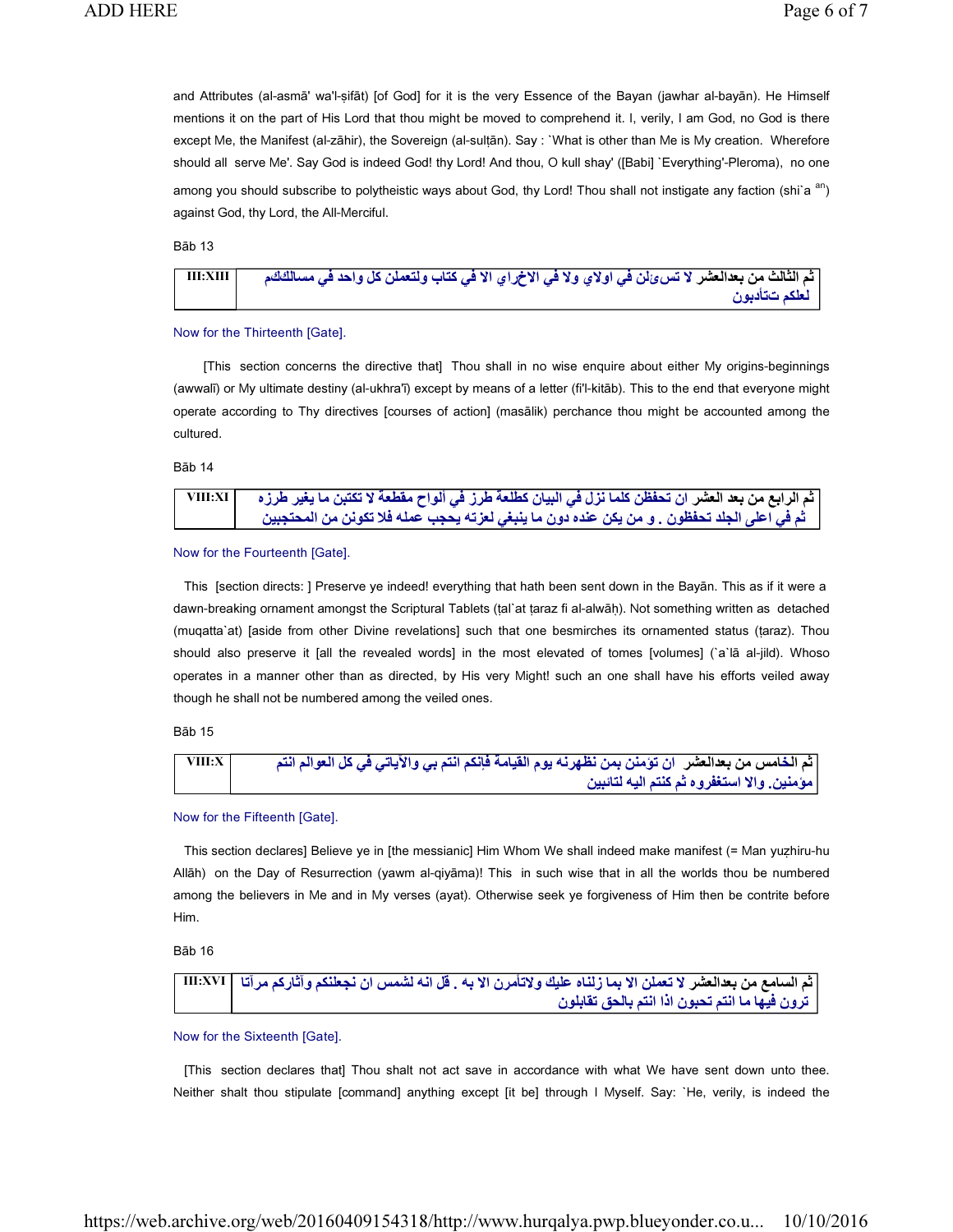and Attributes (al-asmā' wa'l-ṣifāt) [of God] for it is the very Essence of the Bayan (jawhar al-bayān). He Himself mentions it on the part of His Lord that thou might be moved to comprehend it. I, verily, I am God, no God is there except Me, the Manifest (al-zāhir), the Sovereign (al-sulṭān). Say : `What is other than Me is My creation. Wherefore should all serve Me'. Say God is indeed God! thy Lord! And thou, O kull shay' ([Babi] `Everything'-Pleroma), no one among you should subscribe to polytheistic ways about God, thy Lord! Thou shall not instigate any faction (shi`a [an]) against God, thy Lord, the All-Merciful.

Bāb 13

| III:XIII | ثم الثالث من بعدالعشر لا تسئلن في اولاي ولا في الاخراي الا في كتاب ولتعملن كل واحد في مسالككم لعلكم تتأدبون |
|---|---|

Now for the Thirteenth [Gate].

[This section concerns the directive that] Thou shall in no wise enquire about either My origins-beginnings (awwalī) or My ultimate destiny (al-ukhra'ī) except by means of a letter (fi'l-kitāb). This to the end that everyone might operate according to Thy directives [courses of action] (masālik) perchance thou might be accounted among the cultured.

Bāb 14

| VIII:XI | ثم الرابع من بعد العشر ان تحفظن كلما نزل في البيان كطلعة طرز في ألواح مقطعة لا تكتبن ما يغير طرزه ثم في اعلى الجلد تحفظون . و من يكن عنده دون ما ينبغي لعزته يحجب عمله فلا تكونن من المحتجبين |
|---|---|

Now for the Fourteenth [Gate].

This [section directs: ] Preserve ye indeed! everything that hath been sent down in the Bayān. This as if it were a dawn-breaking ornament amongst the Scriptural Tablets (ṭal`at ṭaraz fi al-alwāḥ). Not something written as detached (muqatta`at) [aside from other Divine revelations] such that one besmirches its ornamented status (ṭaraz). Thou should also preserve it [all the revealed words] in the most elevated of tomes [volumes] (`a`lā al-jild). Whoso operates in a manner other than as directed, by His very Might! such an one shall have his efforts veiled away though he shall not be numbered among the veiled ones.

Bāb 15

| VIII:X | ثم الخامس من بعدالعشر ان تؤمنن بمن نظهرنه يوم القيامة فإنكم انتم بي والآياتي في كل العوالم انتم مؤمنين. والا استغفروه ثم كنتم اليه لتائبين |
|---|---|

Now for the Fifteenth [Gate].

This section declares] Believe ye in [the messianic] Him Whom We shall indeed make manifest (= Man yuẓhiru-hu Allāh) on the Day of Resurrection (yawm al-qiyāma)! This in such wise that in all the worlds thou be numbered among the believers in Me and in My verses (ayat). Otherwise seek ye forgiveness of Him then be contrite before Him.

Bāb 16

| III:XVI | ثم السامع من بعدالعشر لا تعملن الا بما زلناه عليك ولاتأمرن الا به . قل انه لشمس ان نجعلنكم وآثاركم مرآتا ترون فيها ما انتم تحبون اذا انتم بالحق تقابلون |
|---|---|

Now for the Sixteenth [Gate].

[This section declares that] Thou shalt not act save in accordance with what We have sent down unto thee. Neither shalt thou stipulate [command] anything except [it be] through I Myself. Say: `He, verily, is indeed the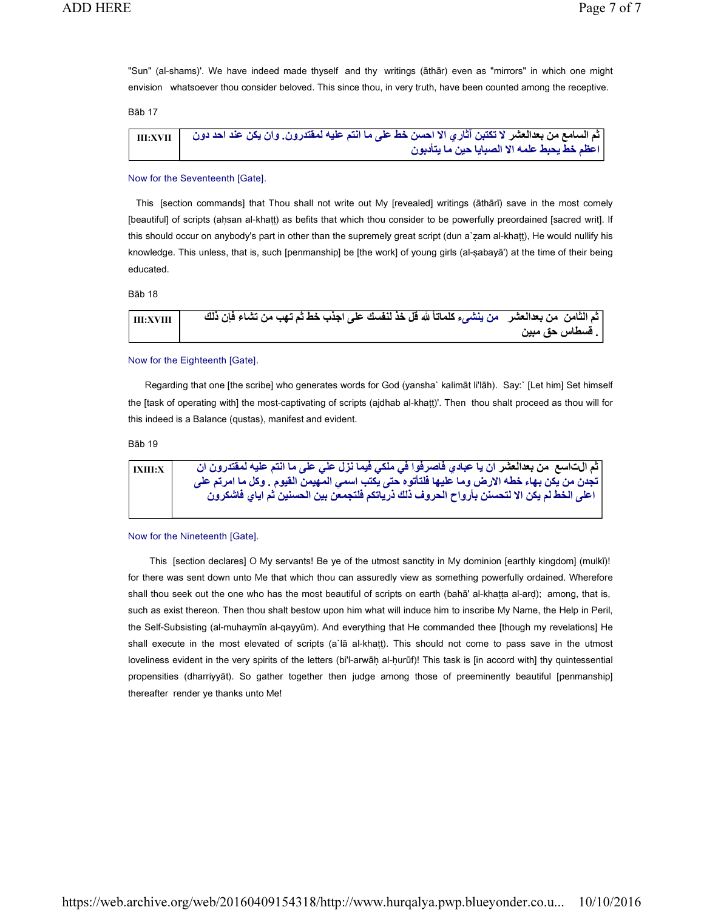"Sun" (al-shams)'. We have indeed made thyself and thy writings (āthār) even as "mirrors" in which one might envision whatsoever thou consider beloved. This since thou, in very truth, have been counted among the receptive.

Bāb 17

| | |
|---|---|
| III:XVII | ثم السابع من بعدالعشر لا تكتبن آثاري الا احسن خط على ما انتم عليه لمقتدرون. وان يكن عند احد دون اعظم خط يحبط علمه الا الصبايا حين ما يتأدبون |

Now for the Seventeenth [Gate].

This [section commands] that Thou shall not write out My [revealed] writings (āthārī) save in the most comely [beautiful] of scripts (aḥsan al-khaṭṭ) as befits that which thou consider to be powerfully preordained [sacred writ]. If this should occur on anybody's part in other than the supremely great script (dun a`ẓam al-khaṭṭ), He would nullify his knowledge. This unless, that is, such [penmanship] be [the work] of young girls (al-ṣabayā') at the time of their being educated.

Bāb 18

| | |
|---|---|
| III:XVIII | ثم الثامن من بعدالعشر من ينشىء كلماتاً لله قل خذ لنفسك على اجذب خط ثم تهب من تشاء فإن ذلك قسطاس حق مبين . |

Now for the Eighteenth [Gate].

Regarding that one [the scribe] who generates words for God (yansha` kalimāt li'llāh). Say:` [Let him] Set himself the [task of operating with] the most-captivating of scripts (ajdhab al-khaṭṭ)'. Then thou shalt proceed as thou will for this indeed is a Balance (qustas), manifest and evident.

Bāb 19

| | |
|---|---|
| IXIII:X | ثم التاسع من بعدالعشر ان يا عبادي فاصرفوا في ملكي فيما نزل علي على ما انتم عليه لمقتدرون ان تجدن من يكن بهاء خطه الارض وما عليها فلتأتوه حتى يكتب اسمي المهيمن القيوم . وكل ما امرتم على اعلى الخط لم يكن الا لتحسنن بأرواح الحروف ذلك ذرياتكم فلتجمعن بين الحسنين ثم اياي فاشكرون |

Now for the Nineteenth [Gate].

This [section declares] O My servants! Be ye of the utmost sanctity in My dominion [earthly kingdom] (mulkī)! for there was sent down unto Me that which thou can assuredly view as something powerfully ordained. Wherefore shall thou seek out the one who has the most beautiful of scripts on earth (bahā' al-khaṭṭa al-arḍ); among, that is, such as exist thereon. Then thou shalt bestow upon him what will induce him to inscribe My Name, the Help in Peril, the Self-Subsisting (al-muhaymīn al-qayyūm). And everything that He commanded thee [though my revelations] He shall execute in the most elevated of scripts (a`lā al-khaṭṭ). This should not come to pass save in the utmost loveliness evident in the very spirits of the letters (bi'l-arwāḥ al-ḥurūf)! This task is [in accord with] thy quintessential propensities (dharriyyāt). So gather together then judge among those of preeminently beautiful [penmanship] thereafter render ye thanks unto Me!